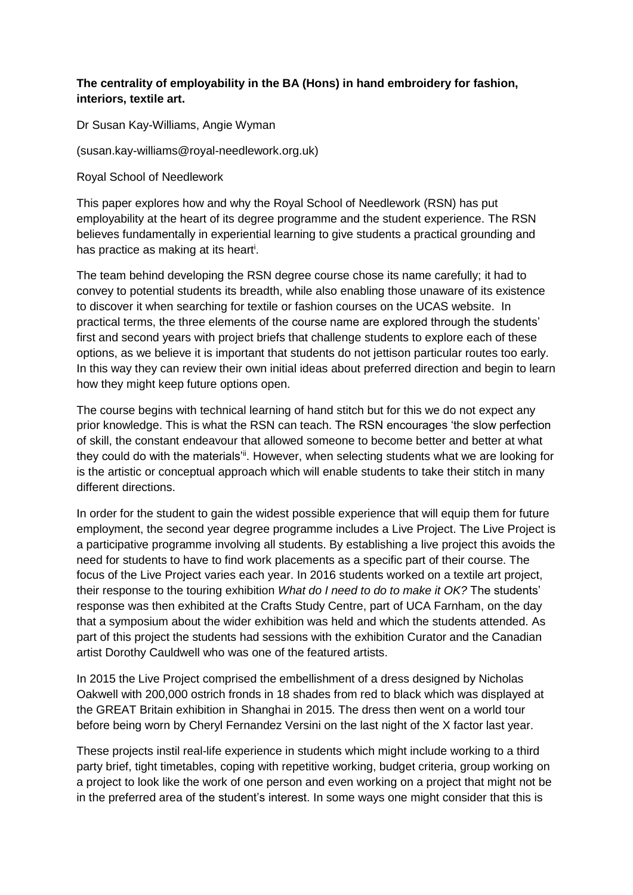**The centrality of employability in the BA (Hons) in hand embroidery for fashion, interiors, textile art.**

Dr Susan Kay-Williams, Angie Wyman

(susan.kay-williams@royal-needlework.org.uk)

Royal School of Needlework

This paper explores how and why the Royal School of Needlework (RSN) has put employability at the heart of its degree programme and the student experience. The RSN believes fundamentally in experiential learning to give students a practical grounding and has practice as making at its heart[i].

The team behind developing the RSN degree course chose its name carefully; it had to convey to potential students its breadth, while also enabling those unaware of its existence to discover it when searching for textile or fashion courses on the UCAS website. In practical terms, the three elements of the course name are explored through the students' first and second years with project briefs that challenge students to explore each of these options, as we believe it is important that students do not jettison particular routes too early. In this way they can review their own initial ideas about preferred direction and begin to learn how they might keep future options open.

The course begins with technical learning of hand stitch but for this we do not expect any prior knowledge. This is what the RSN can teach. The RSN encourages 'the slow perfection of skill, the constant endeavour that allowed someone to become better and better at what they could do with the materials'[ii]. However, when selecting students what we are looking for is the artistic or conceptual approach which will enable students to take their stitch in many different directions.

In order for the student to gain the widest possible experience that will equip them for future employment, the second year degree programme includes a Live Project. The Live Project is a participative programme involving all students. By establishing a live project this avoids the need for students to have to find work placements as a specific part of their course. The focus of the Live Project varies each year. In 2016 students worked on a textile art project, their response to the touring exhibition *What do I need to do to make it OK?* The students' response was then exhibited at the Crafts Study Centre, part of UCA Farnham, on the day that a symposium about the wider exhibition was held and which the students attended. As part of this project the students had sessions with the exhibition Curator and the Canadian artist Dorothy Cauldwell who was one of the featured artists.

In 2015 the Live Project comprised the embellishment of a dress designed by Nicholas Oakwell with 200,000 ostrich fronds in 18 shades from red to black which was displayed at the GREAT Britain exhibition in Shanghai in 2015. The dress then went on a world tour before being worn by Cheryl Fernandez Versini on the last night of the X factor last year.

These projects instil real-life experience in students which might include working to a third party brief, tight timetables, coping with repetitive working, budget criteria, group working on a project to look like the work of one person and even working on a project that might not be in the preferred area of the student's interest. In some ways one might consider that this is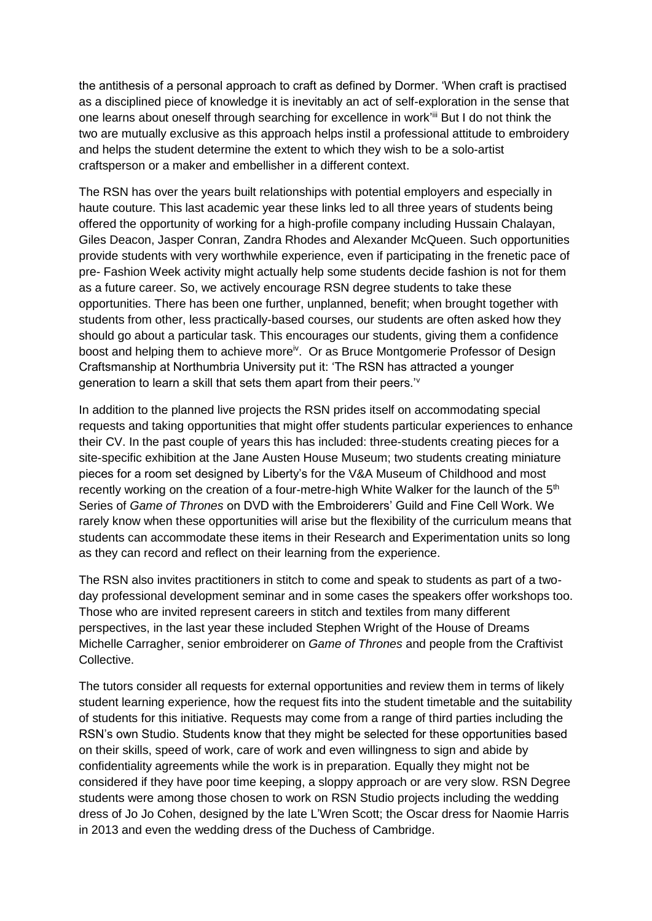the antithesis of a personal approach to craft as defined by Dormer. 'When craft is practised as a disciplined piece of knowledge it is inevitably an act of self-exploration in the sense that one learns about oneself through searching for excellence in work'[iii] But I do not think the two are mutually exclusive as this approach helps instil a professional attitude to embroidery and helps the student determine the extent to which they wish to be a solo-artist craftsperson or a maker and embellisher in a different context.

The RSN has over the years built relationships with potential employers and especially in haute couture. This last academic year these links led to all three years of students being offered the opportunity of working for a high-profile company including Hussain Chalayan, Giles Deacon, Jasper Conran, Zandra Rhodes and Alexander McQueen. Such opportunities provide students with very worthwhile experience, even if participating in the frenetic pace of pre- Fashion Week activity might actually help some students decide fashion is not for them as a future career. So, we actively encourage RSN degree students to take these opportunities. There has been one further, unplanned, benefit; when brought together with students from other, less practically-based courses, our students are often asked how they should go about a particular task. This encourages our students, giving them a confidence boost and helping them to achieve more[iv]. Or as Bruce Montgomerie Professor of Design Craftsmanship at Northumbria University put it: 'The RSN has attracted a younger generation to learn a skill that sets them apart from their peers.'[v]

In addition to the planned live projects the RSN prides itself on accommodating special requests and taking opportunities that might offer students particular experiences to enhance their CV. In the past couple of years this has included: three-students creating pieces for a site-specific exhibition at the Jane Austen House Museum; two students creating miniature pieces for a room set designed by Liberty's for the V&A Museum of Childhood and most recently working on the creation of a four-metre-high White Walker for the launch of the 5th Series of *Game of Thrones* on DVD with the Embroiderers' Guild and Fine Cell Work. We rarely know when these opportunities will arise but the flexibility of the curriculum means that students can accommodate these items in their Research and Experimentation units so long as they can record and reflect on their learning from the experience.

The RSN also invites practitioners in stitch to come and speak to students as part of a two-day professional development seminar and in some cases the speakers offer workshops too. Those who are invited represent careers in stitch and textiles from many different perspectives, in the last year these included Stephen Wright of the House of Dreams Michelle Carragher, senior embroiderer on *Game of Thrones* and people from the Craftivist Collective.

The tutors consider all requests for external opportunities and review them in terms of likely student learning experience, how the request fits into the student timetable and the suitability of students for this initiative. Requests may come from a range of third parties including the RSN's own Studio. Students know that they might be selected for these opportunities based on their skills, speed of work, care of work and even willingness to sign and abide by confidentiality agreements while the work is in preparation. Equally they might not be considered if they have poor time keeping, a sloppy approach or are very slow. RSN Degree students were among those chosen to work on RSN Studio projects including the wedding dress of Jo Jo Cohen, designed by the late L'Wren Scott; the Oscar dress for Naomie Harris in 2013 and even the wedding dress of the Duchess of Cambridge.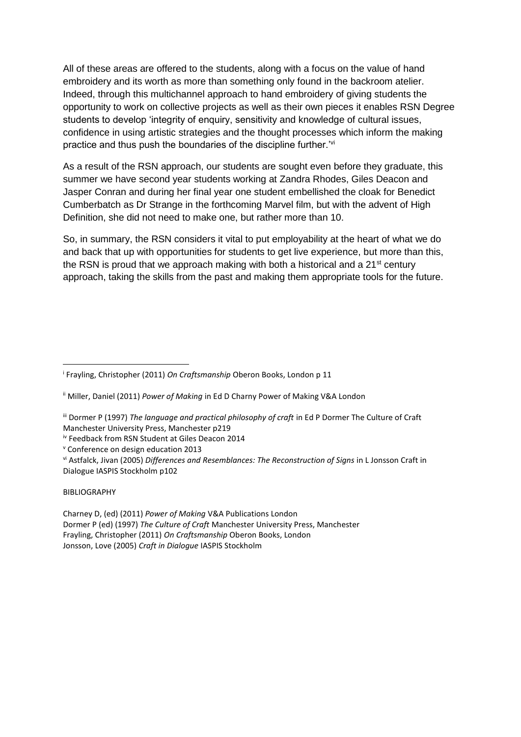All of these areas are offered to the students, along with a focus on the value of hand embroidery and its worth as more than something only found in the backroom atelier. Indeed, through this multichannel approach to hand embroidery of giving students the opportunity to work on collective projects as well as their own pieces it enables RSN Degree students to develop 'integrity of enquiry, sensitivity and knowledge of cultural issues, confidence in using artistic strategies and the thought processes which inform the making practice and thus push the boundaries of the discipline further.'[vi]

As a result of the RSN approach, our students are sought even before they graduate, this summer we have second year students working at Zandra Rhodes, Giles Deacon and Jasper Conran and during her final year one student embellished the cloak for Benedict Cumberbatch as Dr Strange in the forthcoming Marvel film, but with the advent of High Definition, she did not need to make one, but rather more than 10.

So, in summary, the RSN considers it vital to put employability at the heart of what we do and back that up with opportunities for students to get live experience, but more than this, the RSN is proud that we approach making with both a historical and a 21st century approach, taking the skills from the past and making them appropriate tools for the future.

---

[i] Frayling, Christopher (2011) *On Craftsmanship* Oberon Books, London p 11

[ii] Miller, Daniel (2011) *Power of Making* in Ed D Charny Power of Making V&A London

[iii] Dormer P (1997) *The language and practical philosophy of craft* in Ed P Dormer The Culture of Craft Manchester University Press, Manchester p219

[iv] Feedback from RSN Student at Giles Deacon 2014

[v] Conference on design education 2013

[vi] Astfalck, Jivan (2005) *Differences and Resemblances: The Reconstruction of Signs* in L Jonsson Craft in Dialogue IASPIS Stockholm p102

BIBLIOGRAPHY

Charney D, (ed) (2011) *Power of Making* V&A Publications London
Dormer P (ed) (1997) *The Culture of Craft* Manchester University Press, Manchester
Frayling, Christopher (2011) *On Craftsmanship* Oberon Books, London
Jonsson, Love (2005) *Craft in Dialogue* IASPIS Stockholm